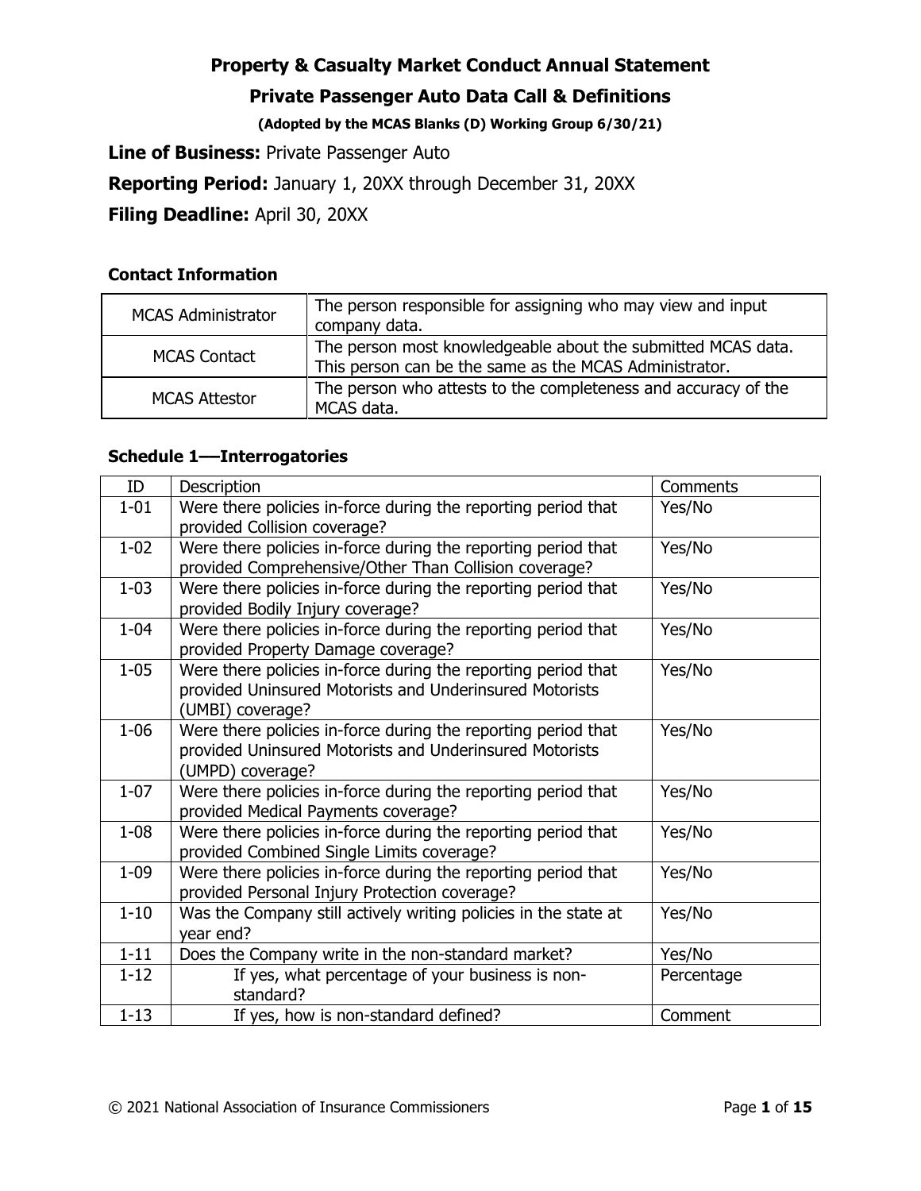# Property & Casualty Market Conduct Annual Statement

## Private Passenger Auto Data Call & Definitions

**(Adopted by the MCAS Blanks (D) Working Group 6/30/21)**

**Line of Business:** Private Passenger Auto

**Reporting Period:** January 1, 20XX through December 31, 20XX

**Filing Deadline:** April 30, 20XX

### Contact Information

| | |
|---|---|
| MCAS Administrator | The person responsible for assigning who may view and input company data. |
| MCAS Contact | The person most knowledgeable about the submitted MCAS data. This person can be the same as the MCAS Administrator. |
| MCAS Attestor | The person who attests to the completeness and accuracy of the MCAS data. |

### Schedule 1—Interrogatories

| ID | Description | Comments |
|---|---|---|
| 1-01 | Were there policies in-force during the reporting period that provided Collision coverage? | Yes/No |
| 1-02 | Were there policies in-force during the reporting period that provided Comprehensive/Other Than Collision coverage? | Yes/No |
| 1-03 | Were there policies in-force during the reporting period that provided Bodily Injury coverage? | Yes/No |
| 1-04 | Were there policies in-force during the reporting period that provided Property Damage coverage? | Yes/No |
| 1-05 | Were there policies in-force during the reporting period that provided Uninsured Motorists and Underinsured Motorists (UMBI) coverage? | Yes/No |
| 1-06 | Were there policies in-force during the reporting period that provided Uninsured Motorists and Underinsured Motorists (UMPD) coverage? | Yes/No |
| 1-07 | Were there policies in-force during the reporting period that provided Medical Payments coverage? | Yes/No |
| 1-08 | Were there policies in-force during the reporting period that provided Combined Single Limits coverage? | Yes/No |
| 1-09 | Were there policies in-force during the reporting period that provided Personal Injury Protection coverage? | Yes/No |
| 1-10 | Was the Company still actively writing policies in the state at year end? | Yes/No |
| 1-11 | Does the Company write in the non-standard market? | Yes/No |
| 1-12 | If yes, what percentage of your business is non-standard? | Percentage |
| 1-13 | If yes, how is non-standard defined? | Comment |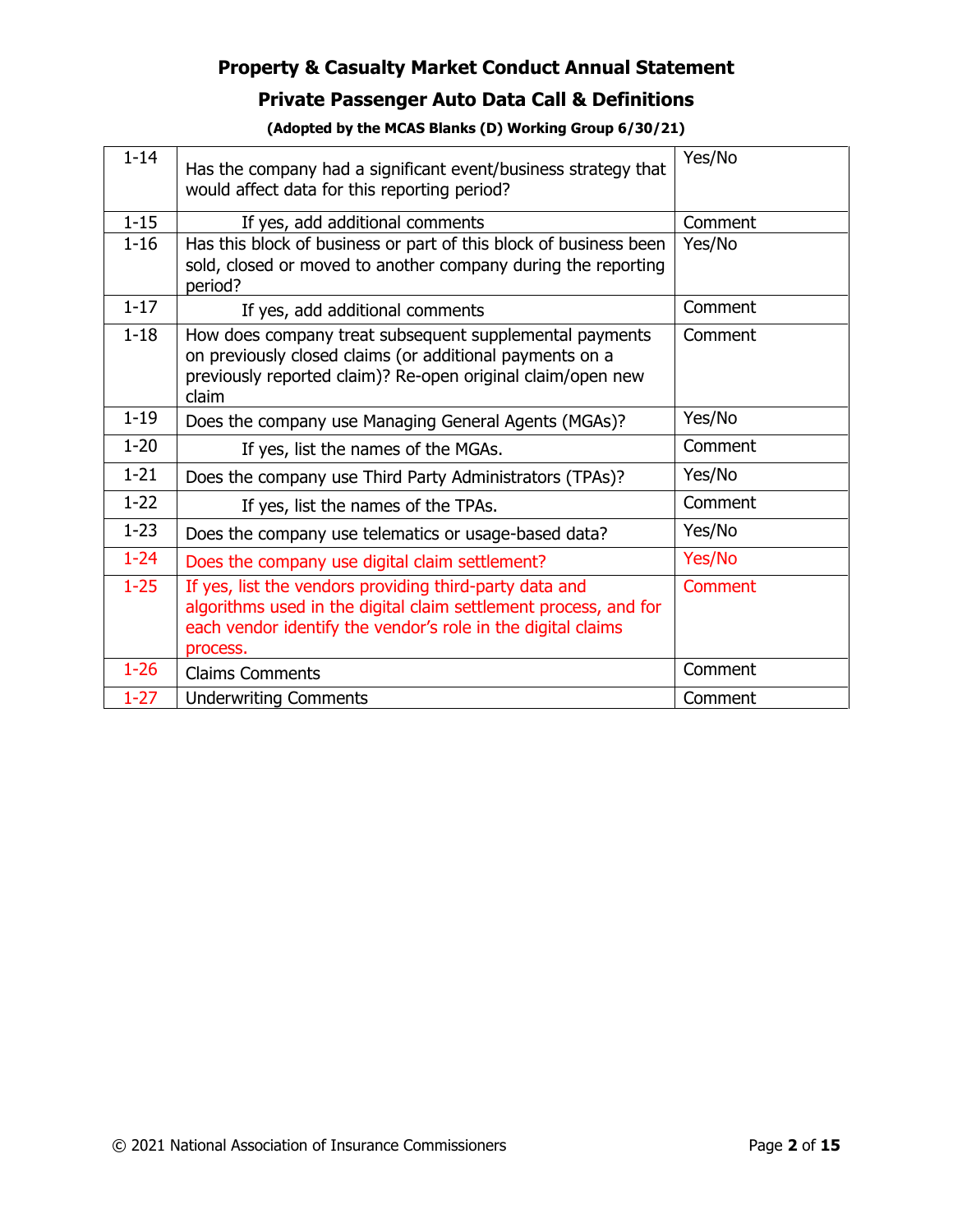# Property & Casualty Market Conduct Annual Statement

## Private Passenger Auto Data Call & Definitions

**(Adopted by the MCAS Blanks (D) Working Group 6/30/21)**

| | | |
|---|---|---|
| 1-14 | Has the company had a significant event/business strategy that would affect data for this reporting period? | Yes/No |
| 1-15 | If yes, add additional comments | Comment |
| 1-16 | Has this block of business or part of this block of business been sold, closed or moved to another company during the reporting period? | Yes/No |
| 1-17 | If yes, add additional comments | Comment |
| 1-18 | How does company treat subsequent supplemental payments on previously closed claims (or additional payments on a previously reported claim)? Re-open original claim/open new claim | Comment |
| 1-19 | Does the company use Managing General Agents (MGAs)? | Yes/No |
| 1-20 | If yes, list the names of the MGAs. | Comment |
| 1-21 | Does the company use Third Party Administrators (TPAs)? | Yes/No |
| 1-22 | If yes, list the names of the TPAs. | Comment |
| 1-23 | Does the company use telematics or usage-based data? | Yes/No |
| 1-24 | Does the company use digital claim settlement? | Yes/No |
| 1-25 | If yes, list the vendors providing third-party data and algorithms used in the digital claim settlement process, and for each vendor identify the vendor's role in the digital claims process. | Comment |
| 1-26 | Claims Comments | Comment |
| 1-27 | Underwriting Comments | Comment |

© 2021 National Association of Insurance Commissioners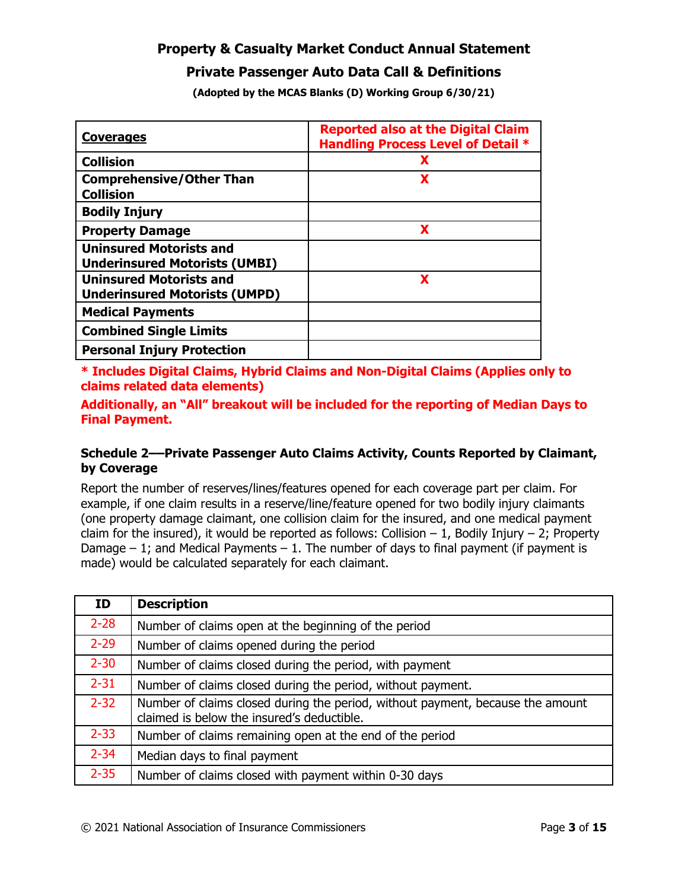**Property & Casualty Market Conduct Annual Statement**

**Private Passenger Auto Data Call & Definitions**

**(Adopted by the MCAS Blanks (D) Working Group 6/30/21)**

| **Coverages** | **Reported also at the Digital Claim Handling Process Level of Detail *** |
|---|---|
| **Collision** | X |
| **Comprehensive/Other Than Collision** | X |
| **Bodily Injury** | |
| **Property Damage** | X |
| **Uninsured Motorists and Underinsured Motorists (UMBI)** | |
| **Uninsured Motorists and Underinsured Motorists (UMPD)** | X |
| **Medical Payments** | |
| **Combined Single Limits** | |
| **Personal Injury Protection** | |

**\* Includes Digital Claims, Hybrid Claims and Non-Digital Claims (Applies only to claims related data elements)**

**Additionally, an "All" breakout will be included for the reporting of Median Days to Final Payment.**

**Schedule 2—Private Passenger Auto Claims Activity, Counts Reported by Claimant, by Coverage**

Report the number of reserves/lines/features opened for each coverage part per claim. For example, if one claim results in a reserve/line/feature opened for two bodily injury claimants (one property damage claimant, one collision claim for the insured, and one medical payment claim for the insured), it would be reported as follows: Collision – 1, Bodily Injury – 2; Property Damage – 1; and Medical Payments – 1. The number of days to final payment (if payment is made) would be calculated separately for each claimant.

| ID | Description |
|---|---|
| 2-28 | Number of claims open at the beginning of the period |
| 2-29 | Number of claims opened during the period |
| 2-30 | Number of claims closed during the period, with payment |
| 2-31 | Number of claims closed during the period, without payment. |
| 2-32 | Number of claims closed during the period, without payment, because the amount claimed is below the insured's deductible. |
| 2-33 | Number of claims remaining open at the end of the period |
| 2-34 | Median days to final payment |
| 2-35 | Number of claims closed with payment within 0-30 days |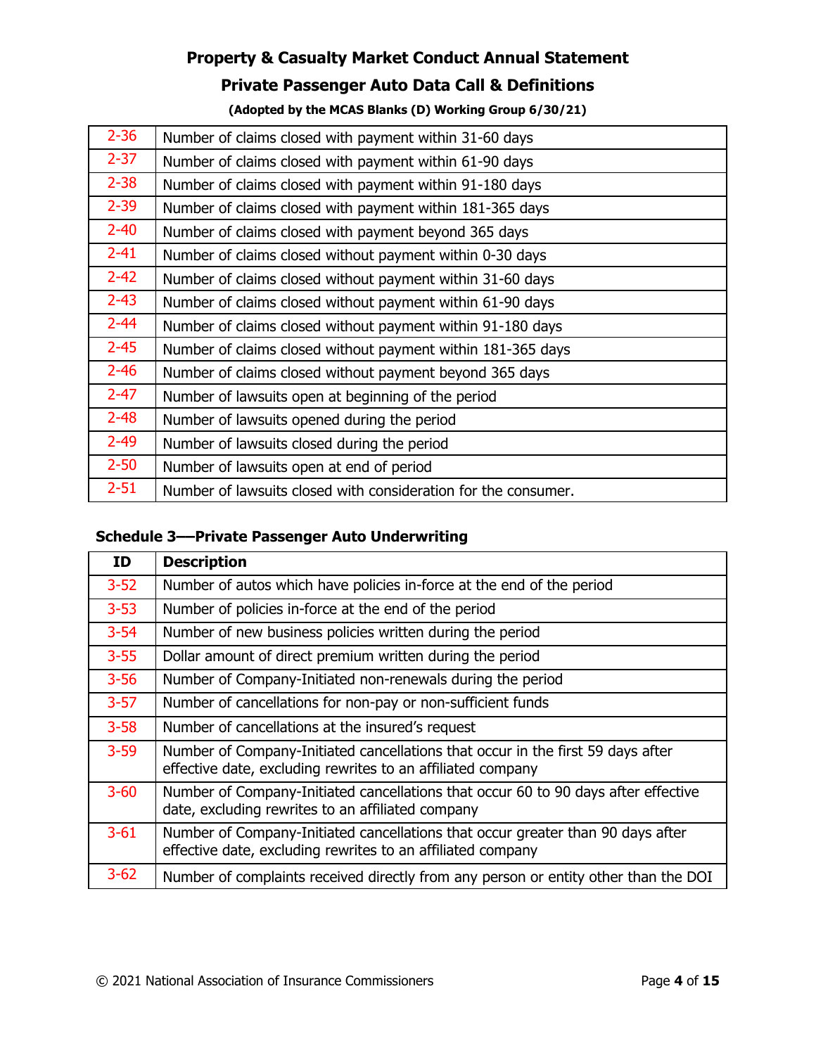| | |
|---|---|
| 2-36 | Number of claims closed with payment within 31-60 days |
| 2-37 | Number of claims closed with payment within 61-90 days |
| 2-38 | Number of claims closed with payment within 91-180 days |
| 2-39 | Number of claims closed with payment within 181-365 days |
| 2-40 | Number of claims closed with payment beyond 365 days |
| 2-41 | Number of claims closed without payment within 0-30 days |
| 2-42 | Number of claims closed without payment within 31-60 days |
| 2-43 | Number of claims closed without payment within 61-90 days |
| 2-44 | Number of claims closed without payment within 91-180 days |
| 2-45 | Number of claims closed without payment within 181-365 days |
| 2-46 | Number of claims closed without payment beyond 365 days |
| 2-47 | Number of lawsuits open at beginning of the period |
| 2-48 | Number of lawsuits opened during the period |
| 2-49 | Number of lawsuits closed during the period |
| 2-50 | Number of lawsuits open at end of period |
| 2-51 | Number of lawsuits closed with consideration for the consumer. |

### Schedule 3—Private Passenger Auto Underwriting

| ID | Description |
|---|---|
| 3-52 | Number of autos which have policies in-force at the end of the period |
| 3-53 | Number of policies in-force at the end of the period |
| 3-54 | Number of new business policies written during the period |
| 3-55 | Dollar amount of direct premium written during the period |
| 3-56 | Number of Company-Initiated non-renewals during the period |
| 3-57 | Number of cancellations for non-pay or non-sufficient funds |
| 3-58 | Number of cancellations at the insured's request |
| 3-59 | Number of Company-Initiated cancellations that occur in the first 59 days after effective date, excluding rewrites to an affiliated company |
| 3-60 | Number of Company-Initiated cancellations that occur 60 to 90 days after effective date, excluding rewrites to an affiliated company |
| 3-61 | Number of Company-Initiated cancellations that occur greater than 90 days after effective date, excluding rewrites to an affiliated company |
| 3-62 | Number of complaints received directly from any person or entity other than the DOI |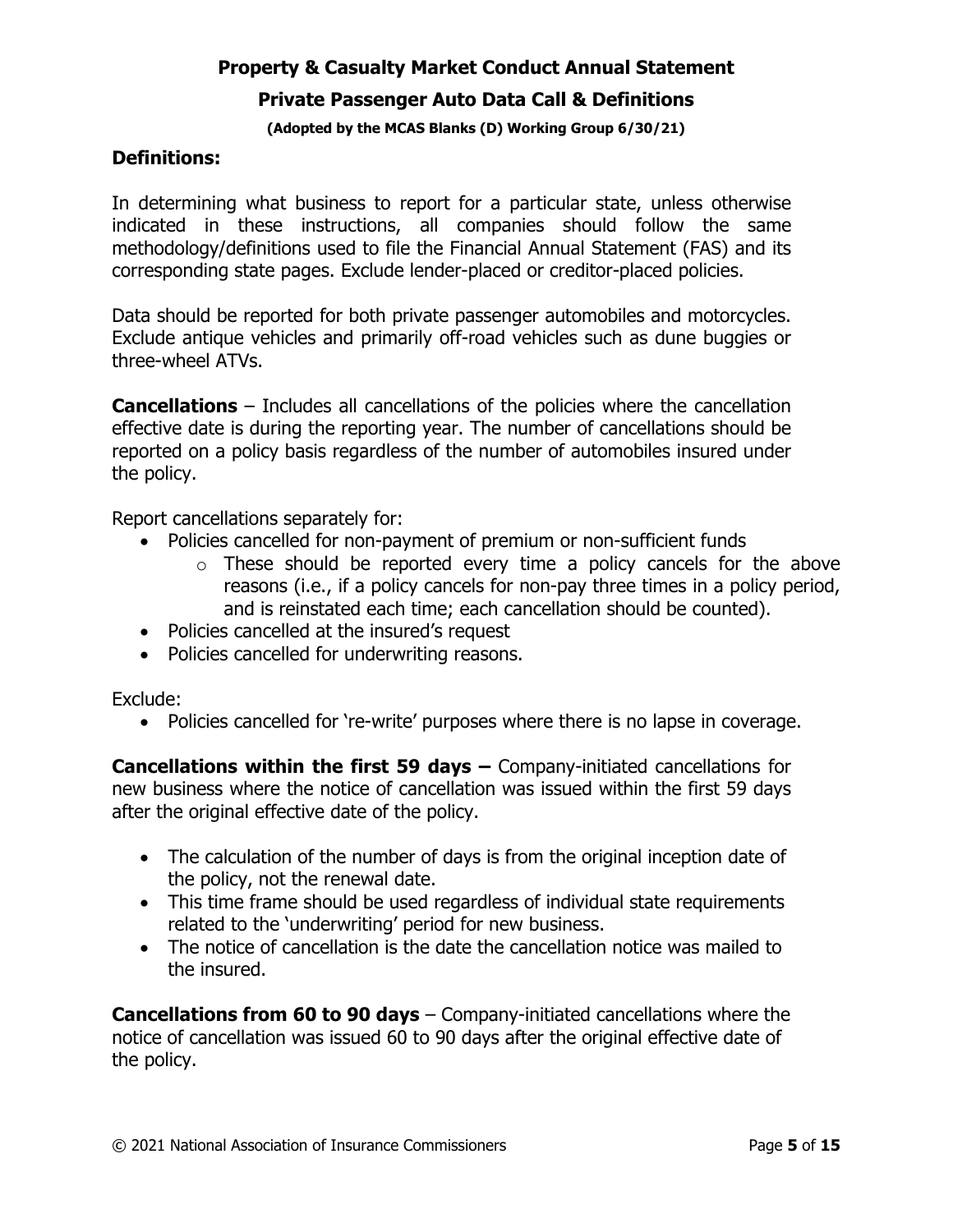# Property & Casualty Market Conduct Annual Statement

## Private Passenger Auto Data Call & Definitions

**(Adopted by the MCAS Blanks (D) Working Group 6/30/21)**

### Definitions:

In determining what business to report for a particular state, unless otherwise indicated in these instructions, all companies should follow the same methodology/definitions used to file the Financial Annual Statement (FAS) and its corresponding state pages. Exclude lender-placed or creditor-placed policies.

Data should be reported for both private passenger automobiles and motorcycles. Exclude antique vehicles and primarily off-road vehicles such as dune buggies or three-wheel ATVs.

**Cancellations** – Includes all cancellations of the policies where the cancellation effective date is during the reporting year. The number of cancellations should be reported on a policy basis regardless of the number of automobiles insured under the policy.

Report cancellations separately for:

- Policies cancelled for non-payment of premium or non-sufficient funds
  - These should be reported every time a policy cancels for the above reasons (i.e., if a policy cancels for non-pay three times in a policy period, and is reinstated each time; each cancellation should be counted).
- Policies cancelled at the insured's request
- Policies cancelled for underwriting reasons.

Exclude:

- Policies cancelled for 're-write' purposes where there is no lapse in coverage.

**Cancellations within the first 59 days –** Company-initiated cancellations for new business where the notice of cancellation was issued within the first 59 days after the original effective date of the policy.

- The calculation of the number of days is from the original inception date of the policy, not the renewal date.
- This time frame should be used regardless of individual state requirements related to the 'underwriting' period for new business.
- The notice of cancellation is the date the cancellation notice was mailed to the insured.

**Cancellations from 60 to 90 days** – Company-initiated cancellations where the notice of cancellation was issued 60 to 90 days after the original effective date of the policy.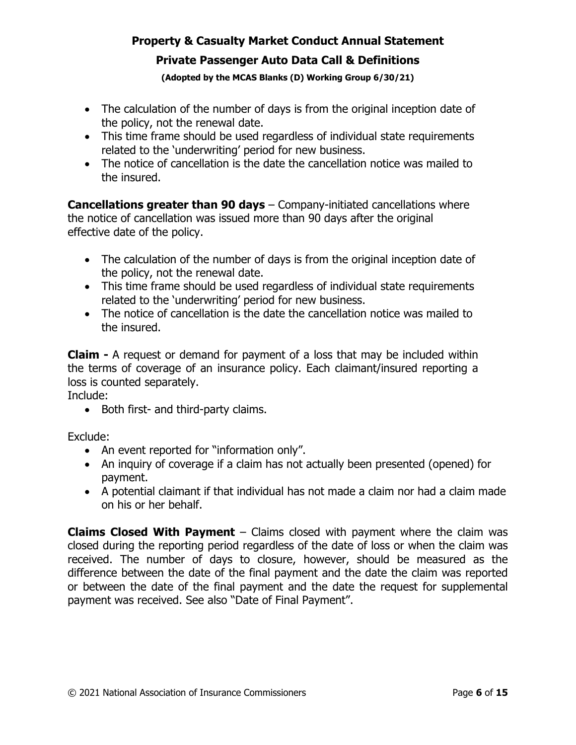- The calculation of the number of days is from the original inception date of the policy, not the renewal date.
- This time frame should be used regardless of individual state requirements related to the 'underwriting' period for new business.
- The notice of cancellation is the date the cancellation notice was mailed to the insured.

**Cancellations greater than 90 days** – Company-initiated cancellations where the notice of cancellation was issued more than 90 days after the original effective date of the policy.

- The calculation of the number of days is from the original inception date of the policy, not the renewal date.
- This time frame should be used regardless of individual state requirements related to the 'underwriting' period for new business.
- The notice of cancellation is the date the cancellation notice was mailed to the insured.

**Claim -** A request or demand for payment of a loss that may be included within the terms of coverage of an insurance policy. Each claimant/insured reporting a loss is counted separately.

Include:

- Both first- and third-party claims.

Exclude:

- An event reported for "information only".
- An inquiry of coverage if a claim has not actually been presented (opened) for payment.
- A potential claimant if that individual has not made a claim nor had a claim made on his or her behalf.

**Claims Closed With Payment** – Claims closed with payment where the claim was closed during the reporting period regardless of the date of loss or when the claim was received. The number of days to closure, however, should be measured as the difference between the date of the final payment and the date the claim was reported or between the date of the final payment and the date the request for supplemental payment was received. See also "Date of Final Payment".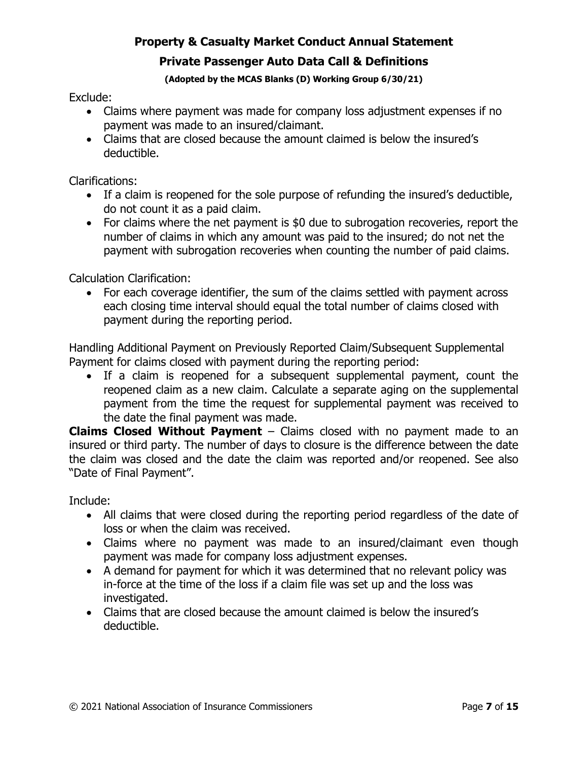Exclude:

- Claims where payment was made for company loss adjustment expenses if no payment was made to an insured/claimant.
- Claims that are closed because the amount claimed is below the insured's deductible.

Clarifications:

- If a claim is reopened for the sole purpose of refunding the insured's deductible, do not count it as a paid claim.
- For claims where the net payment is $0 due to subrogation recoveries, report the number of claims in which any amount was paid to the insured; do not net the payment with subrogation recoveries when counting the number of paid claims.

Calculation Clarification:

- For each coverage identifier, the sum of the claims settled with payment across each closing time interval should equal the total number of claims closed with payment during the reporting period.

Handling Additional Payment on Previously Reported Claim/Subsequent Supplemental Payment for claims closed with payment during the reporting period:

- If a claim is reopened for a subsequent supplemental payment, count the reopened claim as a new claim. Calculate a separate aging on the supplemental payment from the time the request for supplemental payment was received to the date the final payment was made.

**Claims Closed Without Payment** – Claims closed with no payment made to an insured or third party. The number of days to closure is the difference between the date the claim was closed and the date the claim was reported and/or reopened. See also "Date of Final Payment".

Include:

- All claims that were closed during the reporting period regardless of the date of loss or when the claim was received.
- Claims where no payment was made to an insured/claimant even though payment was made for company loss adjustment expenses.
- A demand for payment for which it was determined that no relevant policy was in-force at the time of the loss if a claim file was set up and the loss was investigated.
- Claims that are closed because the amount claimed is below the insured's deductible.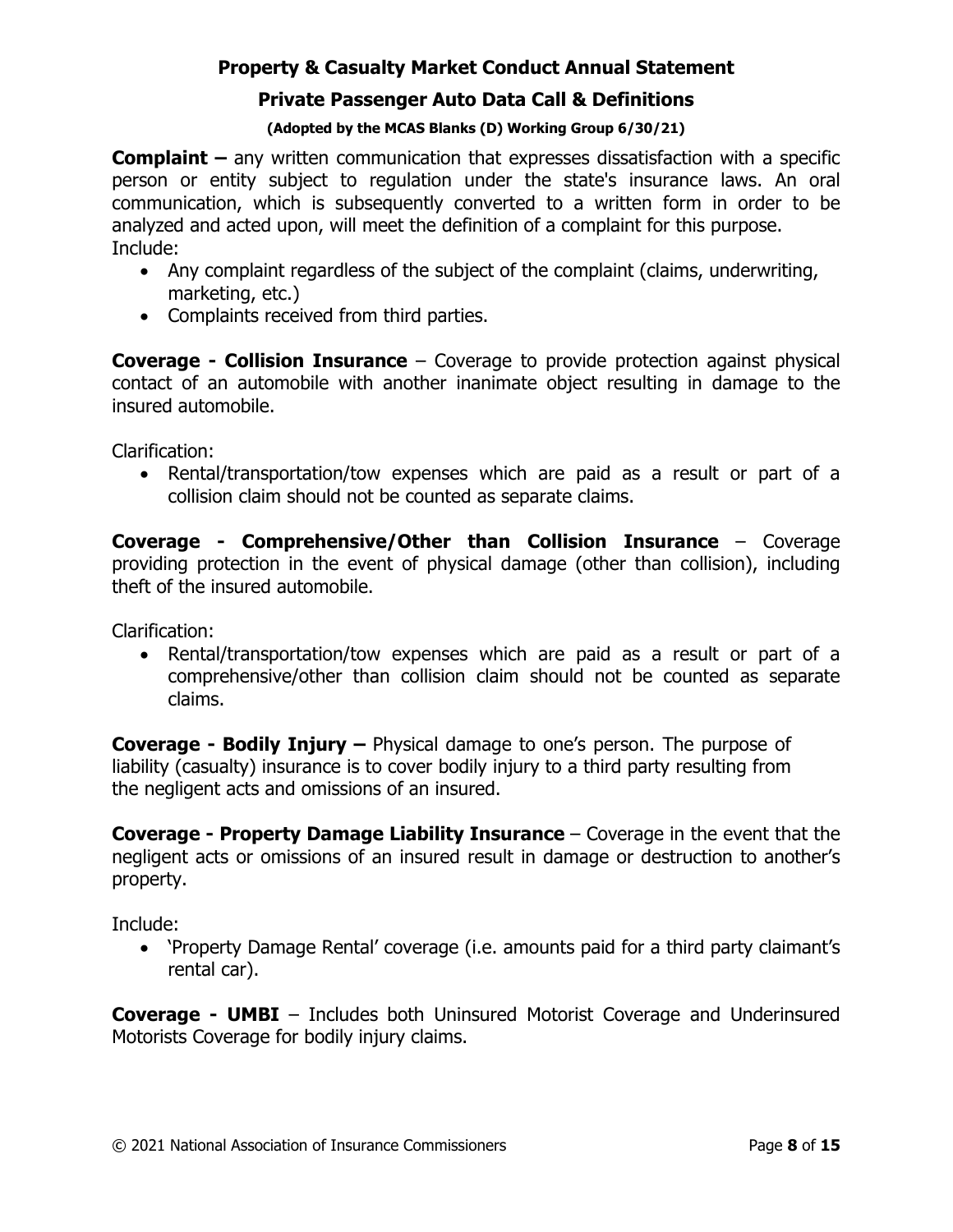**Complaint –** any written communication that expresses dissatisfaction with a specific person or entity subject to regulation under the state's insurance laws. An oral communication, which is subsequently converted to a written form in order to be analyzed and acted upon, will meet the definition of a complaint for this purpose.
Include:

- Any complaint regardless of the subject of the complaint (claims, underwriting, marketing, etc.)
- Complaints received from third parties.

**Coverage - Collision Insurance** – Coverage to provide protection against physical contact of an automobile with another inanimate object resulting in damage to the insured automobile.

Clarification:

- Rental/transportation/tow expenses which are paid as a result or part of a collision claim should not be counted as separate claims.

**Coverage - Comprehensive/Other than Collision Insurance** – Coverage providing protection in the event of physical damage (other than collision), including theft of the insured automobile.

Clarification:

- Rental/transportation/tow expenses which are paid as a result or part of a comprehensive/other than collision claim should not be counted as separate claims.

**Coverage - Bodily Injury –** Physical damage to one's person. The purpose of liability (casualty) insurance is to cover bodily injury to a third party resulting from the negligent acts and omissions of an insured.

**Coverage - Property Damage Liability Insurance** – Coverage in the event that the negligent acts or omissions of an insured result in damage or destruction to another's property.

Include:

- 'Property Damage Rental' coverage (i.e. amounts paid for a third party claimant's rental car).

**Coverage - UMBI** – Includes both Uninsured Motorist Coverage and Underinsured Motorists Coverage for bodily injury claims.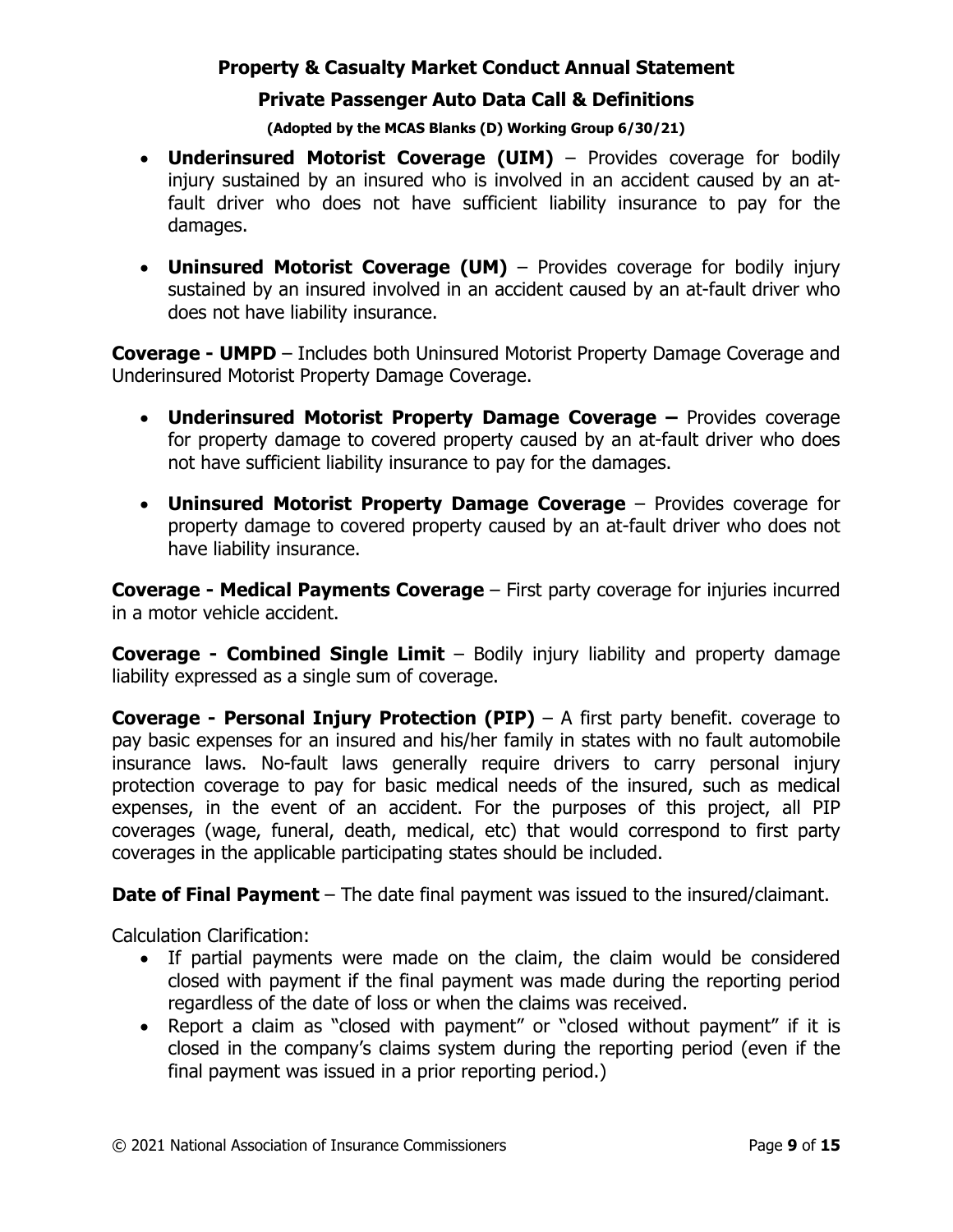- **Underinsured Motorist Coverage (UIM)** – Provides coverage for bodily injury sustained by an insured who is involved in an accident caused by an at-fault driver who does not have sufficient liability insurance to pay for the damages.

- **Uninsured Motorist Coverage (UM)** – Provides coverage for bodily injury sustained by an insured involved in an accident caused by an at-fault driver who does not have liability insurance.

**Coverage - UMPD** – Includes both Uninsured Motorist Property Damage Coverage and Underinsured Motorist Property Damage Coverage.

- **Underinsured Motorist Property Damage Coverage –** Provides coverage for property damage to covered property caused by an at-fault driver who does not have sufficient liability insurance to pay for the damages.

- **Uninsured Motorist Property Damage Coverage** – Provides coverage for property damage to covered property caused by an at-fault driver who does not have liability insurance.

**Coverage - Medical Payments Coverage** – First party coverage for injuries incurred in a motor vehicle accident.

**Coverage - Combined Single Limit** – Bodily injury liability and property damage liability expressed as a single sum of coverage.

**Coverage - Personal Injury Protection (PIP)** – A first party benefit. coverage to pay basic expenses for an insured and his/her family in states with no fault automobile insurance laws. No-fault laws generally require drivers to carry personal injury protection coverage to pay for basic medical needs of the insured, such as medical expenses, in the event of an accident. For the purposes of this project, all PIP coverages (wage, funeral, death, medical, etc) that would correspond to first party coverages in the applicable participating states should be included.

**Date of Final Payment** – The date final payment was issued to the insured/claimant.

Calculation Clarification:

- If partial payments were made on the claim, the claim would be considered closed with payment if the final payment was made during the reporting period regardless of the date of loss or when the claims was received.
- Report a claim as "closed with payment" or "closed without payment" if it is closed in the company's claims system during the reporting period (even if the final payment was issued in a prior reporting period.)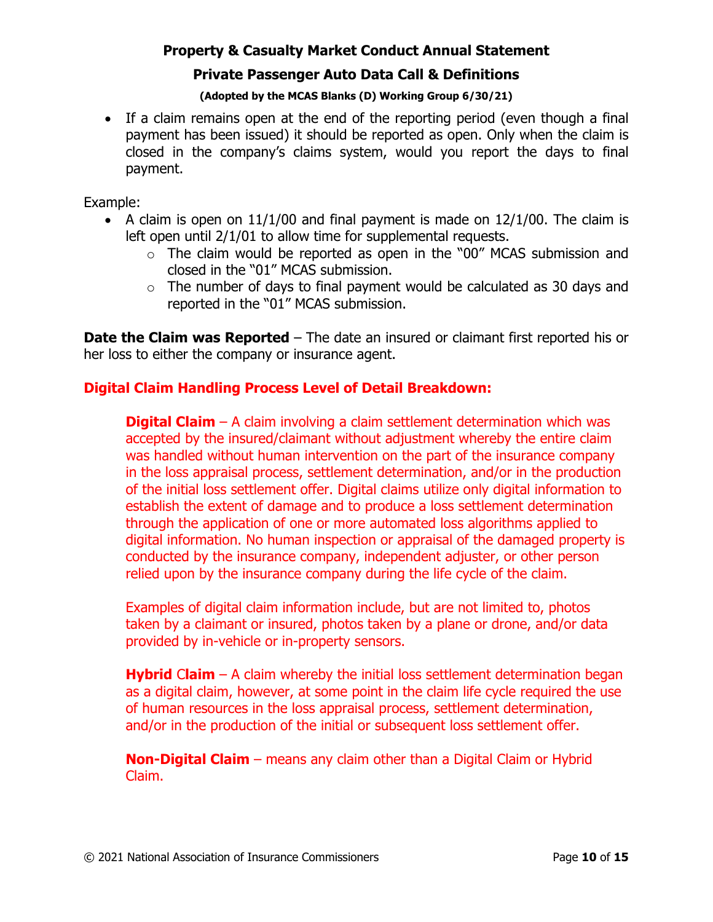- If a claim remains open at the end of the reporting period (even though a final payment has been issued) it should be reported as open. Only when the claim is closed in the company's claims system, would you report the days to final payment.

Example:

- A claim is open on 11/1/00 and final payment is made on 12/1/00. The claim is left open until 2/1/01 to allow time for supplemental requests.
  - The claim would be reported as open in the "00" MCAS submission and closed in the "01" MCAS submission.
  - The number of days to final payment would be calculated as 30 days and reported in the "01" MCAS submission.

**Date the Claim was Reported** – The date an insured or claimant first reported his or her loss to either the company or insurance agent.

**Digital Claim Handling Process Level of Detail Breakdown:**

**Digital Claim** – A claim involving a claim settlement determination which was accepted by the insured/claimant without adjustment whereby the entire claim was handled without human intervention on the part of the insurance company in the loss appraisal process, settlement determination, and/or in the production of the initial loss settlement offer. Digital claims utilize only digital information to establish the extent of damage and to produce a loss settlement determination through the application of one or more automated loss algorithms applied to digital information. No human inspection or appraisal of the damaged property is conducted by the insurance company, independent adjuster, or other person relied upon by the insurance company during the life cycle of the claim.

Examples of digital claim information include, but are not limited to, photos taken by a claimant or insured, photos taken by a plane or drone, and/or data provided by in-vehicle or in-property sensors.

**Hybrid Claim** – A claim whereby the initial loss settlement determination began as a digital claim, however, at some point in the claim life cycle required the use of human resources in the loss appraisal process, settlement determination, and/or in the production of the initial or subsequent loss settlement offer.

**Non-Digital Claim** – means any claim other than a Digital Claim or Hybrid Claim.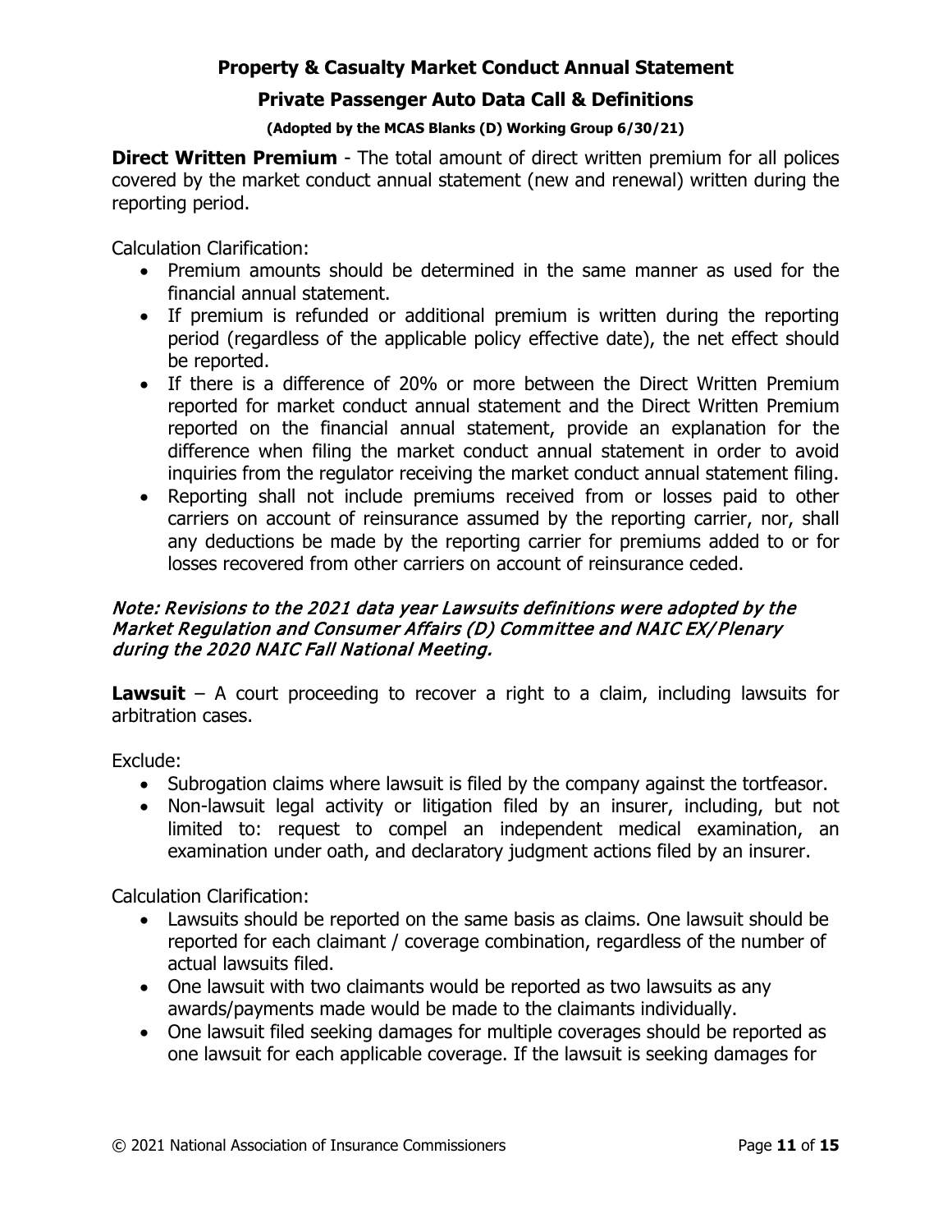**Direct Written Premium** - The total amount of direct written premium for all polices covered by the market conduct annual statement (new and renewal) written during the reporting period.

Calculation Clarification:

- Premium amounts should be determined in the same manner as used for the financial annual statement.
- If premium is refunded or additional premium is written during the reporting period (regardless of the applicable policy effective date), the net effect should be reported.
- If there is a difference of 20% or more between the Direct Written Premium reported for market conduct annual statement and the Direct Written Premium reported on the financial annual statement, provide an explanation for the difference when filing the market conduct annual statement in order to avoid inquiries from the regulator receiving the market conduct annual statement filing.
- Reporting shall not include premiums received from or losses paid to other carriers on account of reinsurance assumed by the reporting carrier, nor, shall any deductions be made by the reporting carrier for premiums added to or for losses recovered from other carriers on account of reinsurance ceded.

***Note: Revisions to the 2021 data year Lawsuits definitions were adopted by the Market Regulation and Consumer Affairs (D) Committee and NAIC EX/Plenary during the 2020 NAIC Fall National Meeting.***

**Lawsuit** – A court proceeding to recover a right to a claim, including lawsuits for arbitration cases.

Exclude:

- Subrogation claims where lawsuit is filed by the company against the tortfeasor.
- Non-lawsuit legal activity or litigation filed by an insurer, including, but not limited to: request to compel an independent medical examination, an examination under oath, and declaratory judgment actions filed by an insurer.

Calculation Clarification:

- Lawsuits should be reported on the same basis as claims. One lawsuit should be reported for each claimant / coverage combination, regardless of the number of actual lawsuits filed.
- One lawsuit with two claimants would be reported as two lawsuits as any awards/payments made would be made to the claimants individually.
- One lawsuit filed seeking damages for multiple coverages should be reported as one lawsuit for each applicable coverage. If the lawsuit is seeking damages for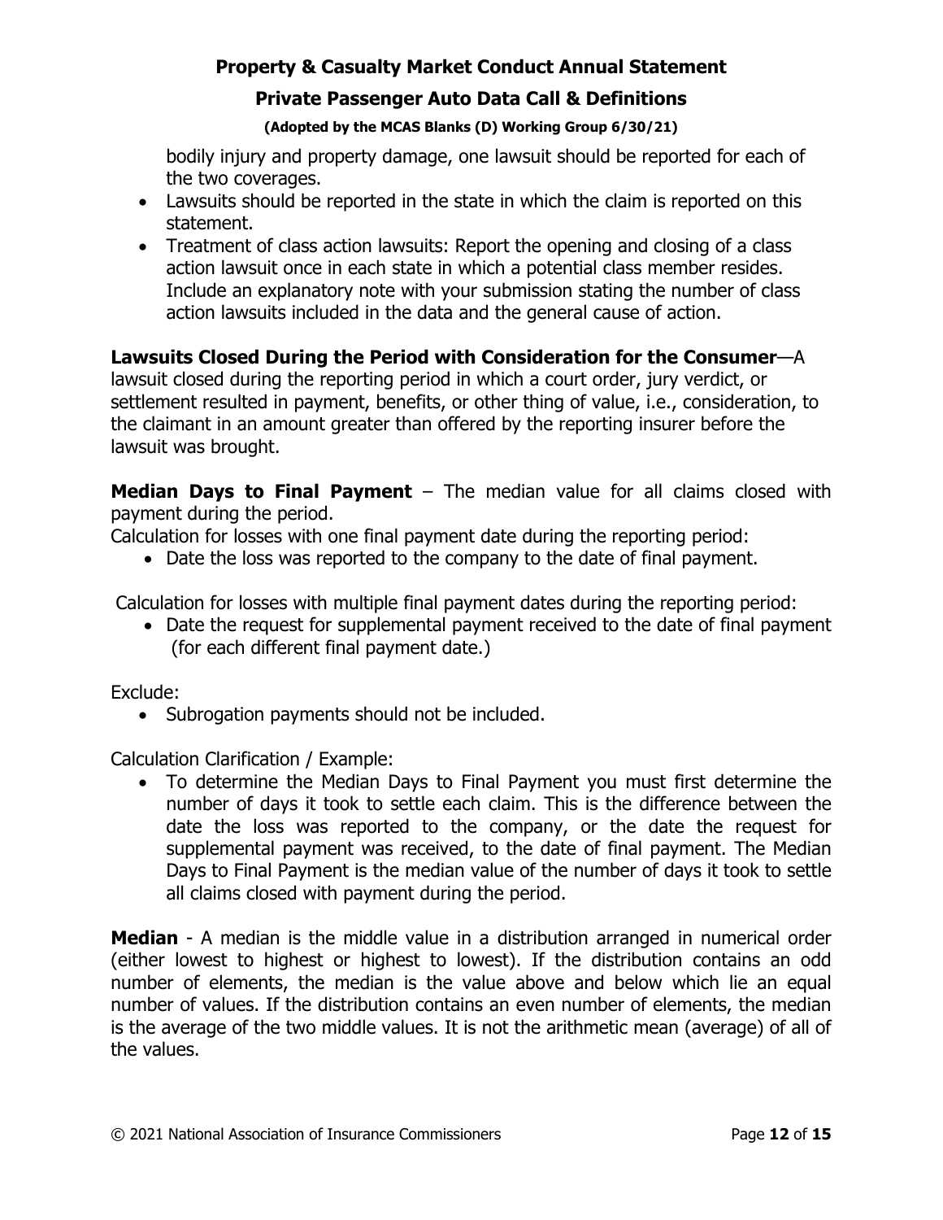bodily injury and property damage, one lawsuit should be reported for each of the two coverages.

- Lawsuits should be reported in the state in which the claim is reported on this statement.
- Treatment of class action lawsuits: Report the opening and closing of a class action lawsuit once in each state in which a potential class member resides. Include an explanatory note with your submission stating the number of class action lawsuits included in the data and the general cause of action.

**Lawsuits Closed During the Period with Consideration for the Consumer**—A lawsuit closed during the reporting period in which a court order, jury verdict, or settlement resulted in payment, benefits, or other thing of value, i.e., consideration, to the claimant in an amount greater than offered by the reporting insurer before the lawsuit was brought.

**Median Days to Final Payment** – The median value for all claims closed with payment during the period.

Calculation for losses with one final payment date during the reporting period:

- Date the loss was reported to the company to the date of final payment.

Calculation for losses with multiple final payment dates during the reporting period:

- Date the request for supplemental payment received to the date of final payment (for each different final payment date.)

Exclude:

- Subrogation payments should not be included.

Calculation Clarification / Example:

- To determine the Median Days to Final Payment you must first determine the number of days it took to settle each claim. This is the difference between the date the loss was reported to the company, or the date the request for supplemental payment was received, to the date of final payment. The Median Days to Final Payment is the median value of the number of days it took to settle all claims closed with payment during the period.

**Median** - A median is the middle value in a distribution arranged in numerical order (either lowest to highest or highest to lowest). If the distribution contains an odd number of elements, the median is the value above and below which lie an equal number of values. If the distribution contains an even number of elements, the median is the average of the two middle values. It is not the arithmetic mean (average) of all of the values.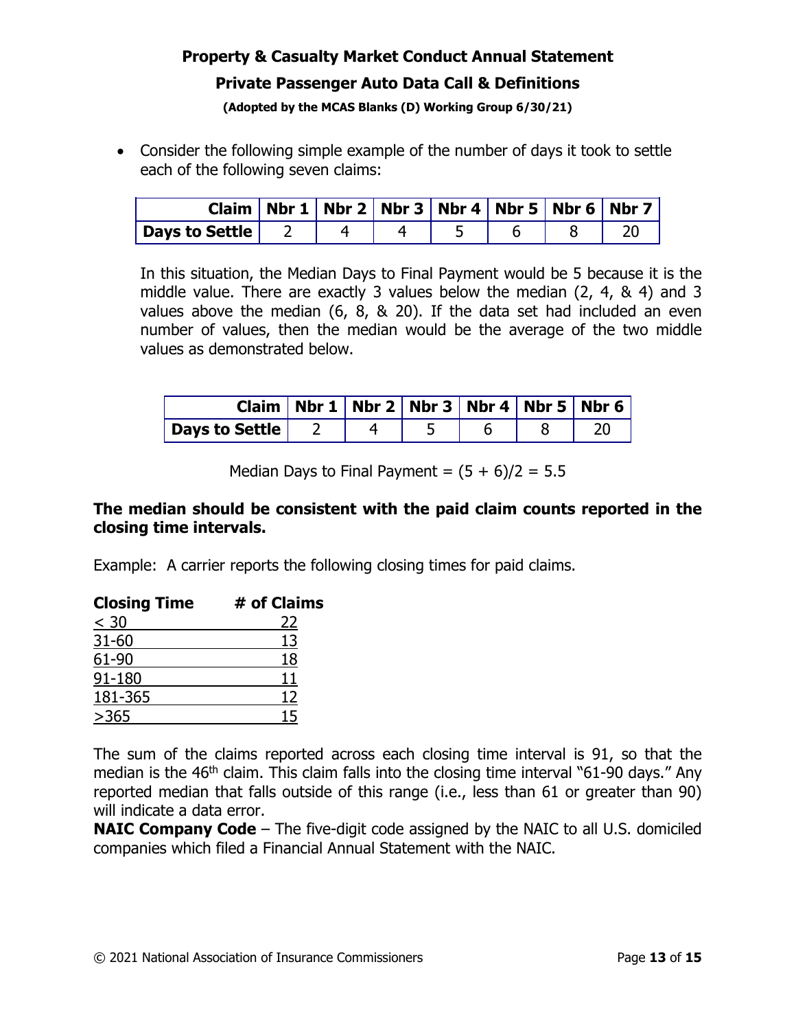- Consider the following simple example of the number of days it took to settle each of the following seven claims:

| Claim | Nbr 1 | Nbr 2 | Nbr 3 | Nbr 4 | Nbr 5 | Nbr 6 | Nbr 7 |
|---|---|---|---|---|---|---|---|
| **Days to Settle** | 2 | 4 | 4 | 5 | 6 | 8 | 20 |

In this situation, the Median Days to Final Payment would be 5 because it is the middle value. There are exactly 3 values below the median (2, 4, & 4) and 3 values above the median (6, 8, & 20). If the data set had included an even number of values, then the median would be the average of the two middle values as demonstrated below.

| Claim | Nbr 1 | Nbr 2 | Nbr 3 | Nbr 4 | Nbr 5 | Nbr 6 |
|---|---|---|---|---|---|---|
| **Days to Settle** | 2 | 4 | 5 | 6 | 8 | 20 |

Median Days to Final Payment = (5 + 6)/2 = 5.5

**The median should be consistent with the paid claim counts reported in the closing time intervals.**

Example: A carrier reports the following closing times for paid claims.

| Closing Time | # of Claims |
|---|---|
| < 30 | 22 |
| 31-60 | 13 |
| 61-90 | 18 |
| 91-180 | 11 |
| 181-365 | 12 |
| >365 | 15 |

The sum of the claims reported across each closing time interval is 91, so that the median is the 46th claim. This claim falls into the closing time interval "61-90 days." Any reported median that falls outside of this range (i.e., less than 61 or greater than 90) will indicate a data error.

**NAIC Company Code** – The five-digit code assigned by the NAIC to all U.S. domiciled companies which filed a Financial Annual Statement with the NAIC.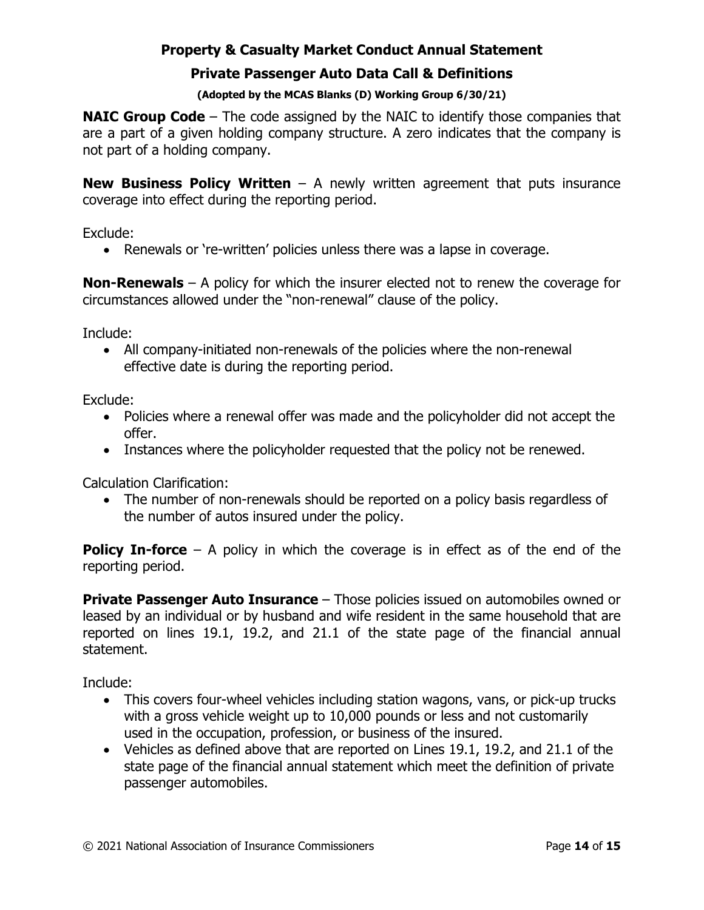**NAIC Group Code** – The code assigned by the NAIC to identify those companies that are a part of a given holding company structure. A zero indicates that the company is not part of a holding company.

**New Business Policy Written** – A newly written agreement that puts insurance coverage into effect during the reporting period.

Exclude:

- Renewals or 're-written' policies unless there was a lapse in coverage.

**Non-Renewals** – A policy for which the insurer elected not to renew the coverage for circumstances allowed under the "non-renewal" clause of the policy.

Include:

- All company-initiated non-renewals of the policies where the non-renewal effective date is during the reporting period.

Exclude:

- Policies where a renewal offer was made and the policyholder did not accept the offer.
- Instances where the policyholder requested that the policy not be renewed.

Calculation Clarification:

- The number of non-renewals should be reported on a policy basis regardless of the number of autos insured under the policy.

**Policy In-force** – A policy in which the coverage is in effect as of the end of the reporting period.

**Private Passenger Auto Insurance** – Those policies issued on automobiles owned or leased by an individual or by husband and wife resident in the same household that are reported on lines 19.1, 19.2, and 21.1 of the state page of the financial annual statement.

Include:

- This covers four-wheel vehicles including station wagons, vans, or pick-up trucks with a gross vehicle weight up to 10,000 pounds or less and not customarily used in the occupation, profession, or business of the insured.
- Vehicles as defined above that are reported on Lines 19.1, 19.2, and 21.1 of the state page of the financial annual statement which meet the definition of private passenger automobiles.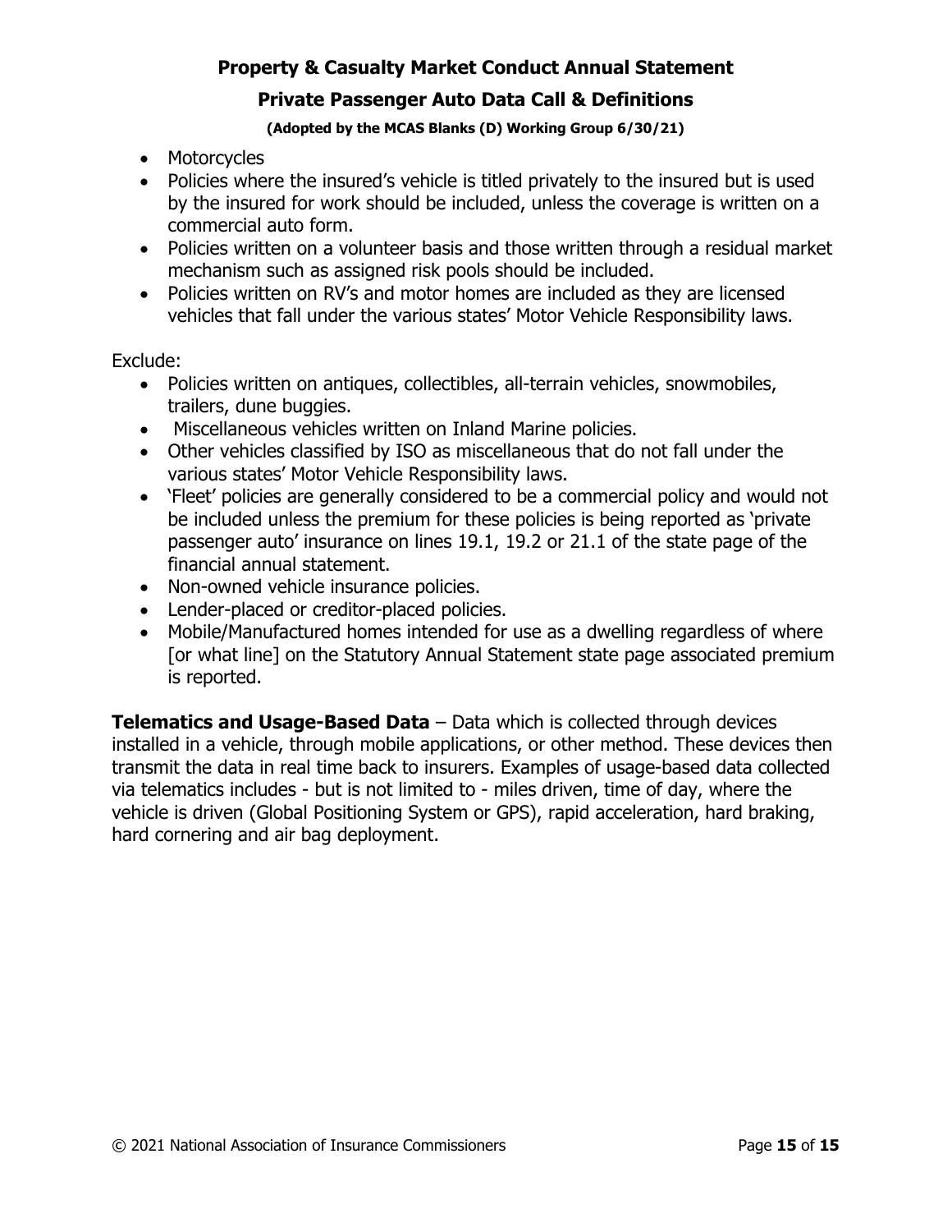- Motorcycles
- Policies where the insured's vehicle is titled privately to the insured but is used by the insured for work should be included, unless the coverage is written on a commercial auto form.
- Policies written on a volunteer basis and those written through a residual market mechanism such as assigned risk pools should be included.
- Policies written on RV's and motor homes are included as they are licensed vehicles that fall under the various states' Motor Vehicle Responsibility laws.

Exclude:

- Policies written on antiques, collectibles, all-terrain vehicles, snowmobiles, trailers, dune buggies.
- Miscellaneous vehicles written on Inland Marine policies.
- Other vehicles classified by ISO as miscellaneous that do not fall under the various states' Motor Vehicle Responsibility laws.
- 'Fleet' policies are generally considered to be a commercial policy and would not be included unless the premium for these policies is being reported as 'private passenger auto' insurance on lines 19.1, 19.2 or 21.1 of the state page of the financial annual statement.
- Non-owned vehicle insurance policies.
- Lender-placed or creditor-placed policies.
- Mobile/Manufactured homes intended for use as a dwelling regardless of where [or what line] on the Statutory Annual Statement state page associated premium is reported.

**Telematics and Usage-Based Data** – Data which is collected through devices installed in a vehicle, through mobile applications, or other method. These devices then transmit the data in real time back to insurers. Examples of usage-based data collected via telematics includes - but is not limited to - miles driven, time of day, where the vehicle is driven (Global Positioning System or GPS), rapid acceleration, hard braking, hard cornering and air bag deployment.